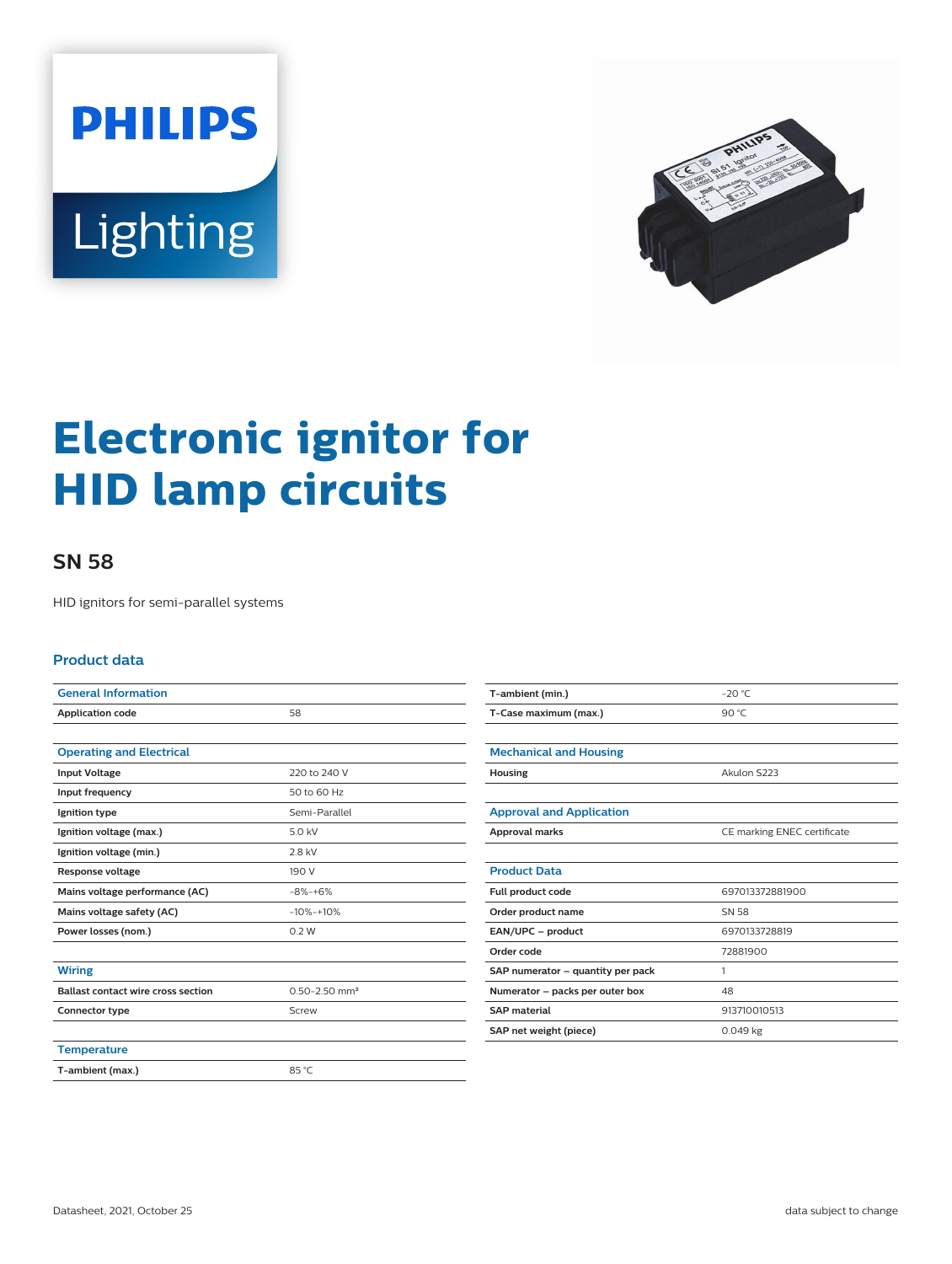# Electronic ignitor for HID lamp circuits

## SN 58

HID ignitors for semi-parallel systems

### Product data

| | |
|---|---|
| **General Information** | |
| Application code | 58 |
| **Operating and Electrical** | |
| Input Voltage | 220 to 240 V |
| Input frequency | 50 to 60 Hz |
| Ignition type | Semi-Parallel |
| Ignition voltage (max.) | 5.0 kV |
| Ignition voltage (min.) | 2.8 kV |
| Response voltage | 190 V |
| Mains voltage performance (AC) | -8%-+6% |
| Mains voltage safety (AC) | -10%-+10% |
| Power losses (nom.) | 0.2 W |
| **Wiring** | |
| Ballast contact wire cross section | 0.50-2.50 mm² |
| Connector type | Screw |
| **Temperature** | |
| T-ambient (max.) | 85 °C |
| T-ambient (min.) | -20 °C |
| T-Case maximum (max.) | 90 °C |
| **Mechanical and Housing** | |
| Housing | Akulon S223 |
| **Approval and Application** | |
| Approval marks | CE marking ENEC certificate |
| **Product Data** | |
| Full product code | 697013372881900 |
| Order product name | SN 58 |
| EAN/UPC – product | 6970133728819 |
| Order code | 72881900 |
| SAP numerator – quantity per pack | 1 |
| Numerator – packs per outer box | 48 |
| SAP material | 913710010513 |
| SAP net weight (piece) | 0.049 kg |

Datasheet, 2021, October 25

data subject to change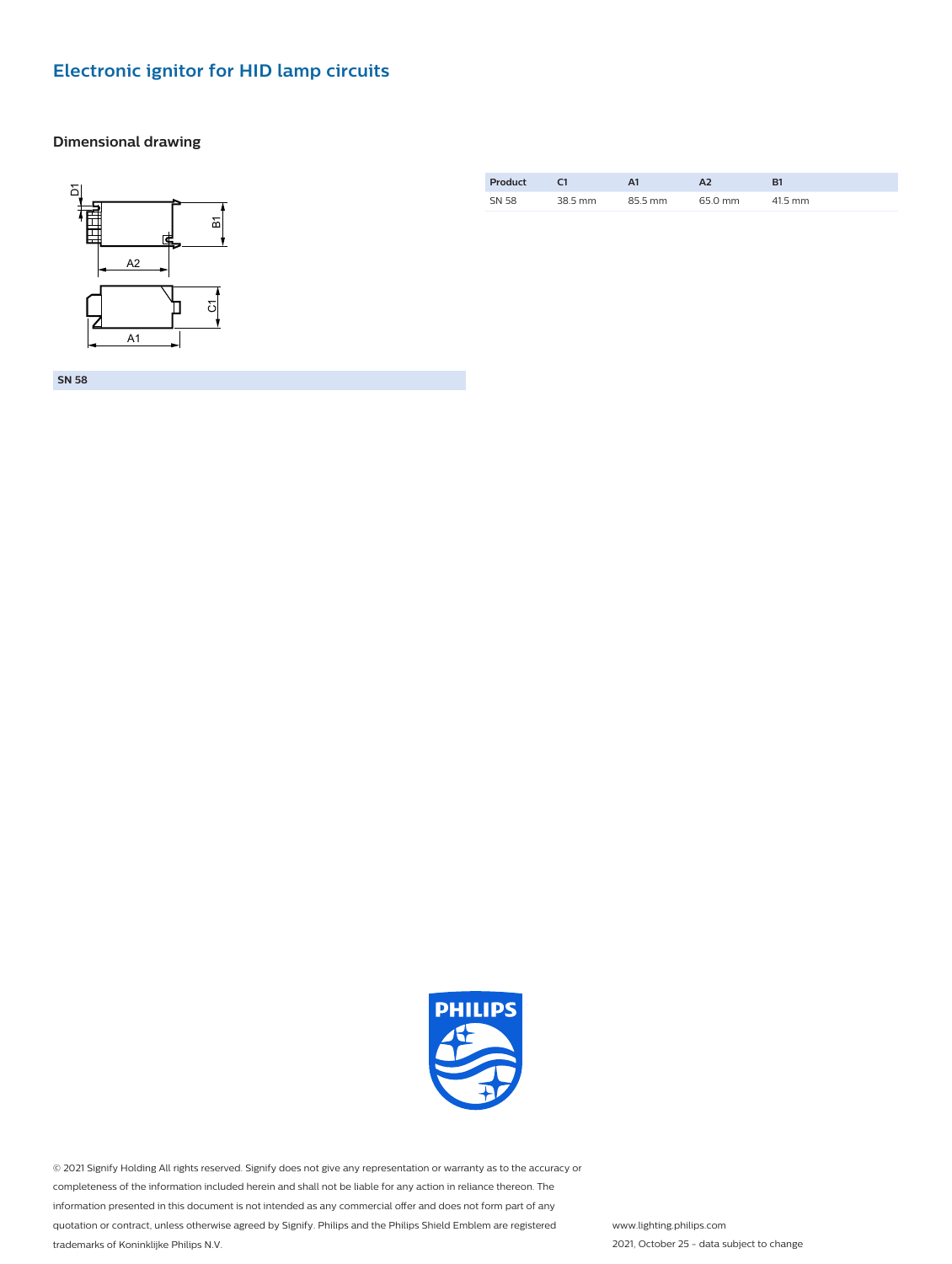## Electronic ignitor for HID lamp circuits

### Dimensional drawing

D1

B1

A2

C1

A1

**SN 58**

| Product | C1 | A1 | A2 | B1 |
|---|---|---|---|---|
| SN 58 | 38.5 mm | 85.5 mm | 65.0 mm | 41.5 mm |

© 2021 Signify Holding All rights reserved. Signify does not give any representation or warranty as to the accuracy or completeness of the information included herein and shall not be liable for any action in reliance thereon. The information presented in this document is not intended as any commercial offer and does not form part of any quotation or contract, unless otherwise agreed by Signify. Philips and the Philips Shield Emblem are registered trademarks of Koninklijke Philips N.V.

www.lighting.philips.com

2021, October 25 - data subject to change